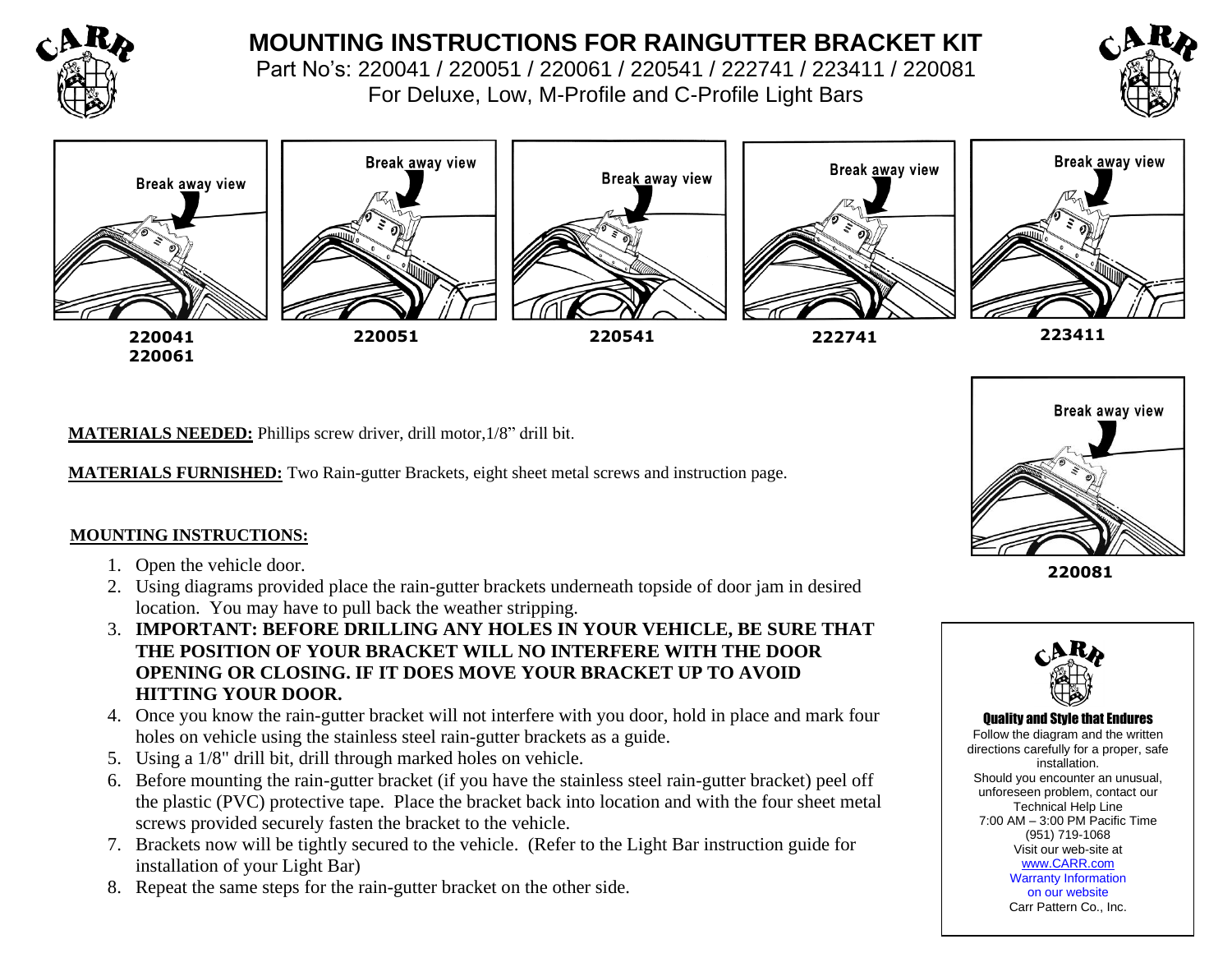# MOUNTING INSTRUCTIONS FOR RAINGUTTER BRACKET KIT

Part No's: 220041 / 220051 / 220061 / 220541 / 222741 / 223411 / 220081

For Deluxe, Low, M-Profile and C-Profile Light Bars

Break away view

220041
220061

Break away view

220051

Break away view

220541

Break away view

222741

Break away view

223411

Break away view

220081

**MATERIALS NEEDED:** Phillips screw driver, drill motor,1/8" drill bit.

**MATERIALS FURNISHED:** Two Rain-gutter Brackets, eight sheet metal screws and instruction page.

**MOUNTING INSTRUCTIONS:**

1. Open the vehicle door.
2. Using diagrams provided place the rain-gutter brackets underneath topside of door jam in desired location. You may have to pull back the weather stripping.
3. **IMPORTANT: BEFORE DRILLING ANY HOLES IN YOUR VEHICLE, BE SURE THAT THE POSITION OF YOUR BRACKET WILL NO INTERFERE WITH THE DOOR OPENING OR CLOSING. IF IT DOES MOVE YOUR BRACKET UP TO AVOID HITTING YOUR DOOR.**
4. Once you know the rain-gutter bracket will not interfere with you door, hold in place and mark four holes on vehicle using the stainless steel rain-gutter brackets as a guide.
5. Using a 1/8" drill bit, drill through marked holes on vehicle.
6. Before mounting the rain-gutter bracket (if you have the stainless steel rain-gutter bracket) peel off the plastic (PVC) protective tape. Place the bracket back into location and with the four sheet metal screws provided securely fasten the bracket to the vehicle.
7. Brackets now will be tightly secured to the vehicle. (Refer to the Light Bar instruction guide for installation of your Light Bar)
8. Repeat the same steps for the rain-gutter bracket on the other side.

**Quality and Style that Endures**

Follow the diagram and the written directions carefully for a proper, safe installation.

Should you encounter an unusual, unforeseen problem, contact our Technical Help Line

7:00 AM – 3:00 PM Pacific Time

(951) 719-1068

Visit our web-site at

www.CARR.com

Warranty Information on our website

Carr Pattern Co., Inc.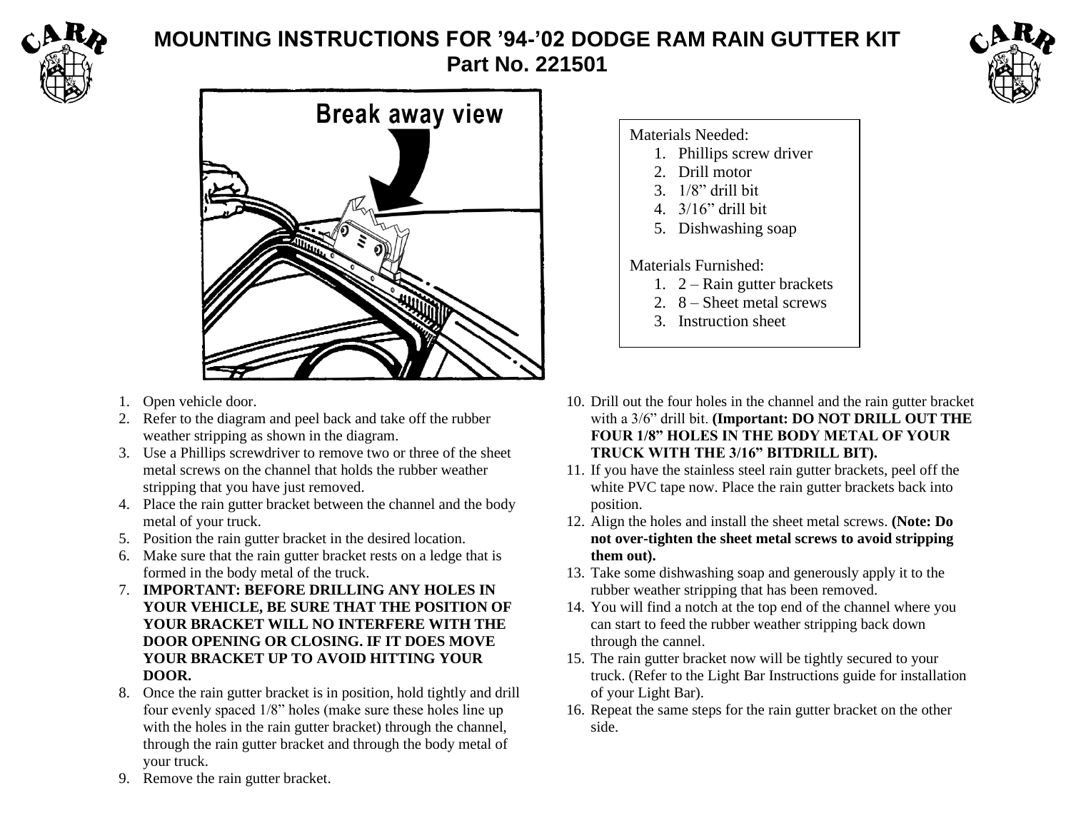# MOUNTING INSTRUCTIONS FOR '94-'02 DODGE RAM RAIN GUTTER KIT

## Part No. 221501

Break away view

Materials Needed:

1. Phillips screw driver
2. Drill motor
3. 1/8" drill bit
4. 3/16" drill bit
5. Dishwashing soap

Materials Furnished:

1. 2 – Rain gutter brackets
2. 8 – Sheet metal screws
3. Instruction sheet

1. Open vehicle door.
2. Refer to the diagram and peel back and take off the rubber weather stripping as shown in the diagram.
3. Use a Phillips screwdriver to remove two or three of the sheet metal screws on the channel that holds the rubber weather stripping that you have just removed.
4. Place the rain gutter bracket between the channel and the body metal of your truck.
5. Position the rain gutter bracket in the desired location.
6. Make sure that the rain gutter bracket rests on a ledge that is formed in the body metal of the truck.
7. **IMPORTANT: BEFORE DRILLING ANY HOLES IN YOUR VEHICLE, BE SURE THAT THE POSITION OF YOUR BRACKET WILL NO INTERFERE WITH THE DOOR OPENING OR CLOSING. IF IT DOES MOVE YOUR BRACKET UP TO AVOID HITTING YOUR DOOR.**
8. Once the rain gutter bracket is in position, hold tightly and drill four evenly spaced 1/8" holes (make sure these holes line up with the holes in the rain gutter bracket) through the channel, through the rain gutter bracket and through the body metal of your truck.
9. Remove the rain gutter bracket.
10. Drill out the four holes in the channel and the rain gutter bracket with a 3/6" drill bit. **(Important: DO NOT DRILL OUT THE FOUR 1/8" HOLES IN THE BODY METAL OF YOUR TRUCK WITH THE 3/16" BITDRILL BIT).**
11. If you have the stainless steel rain gutter brackets, peel off the white PVC tape now. Place the rain gutter brackets back into position.
12. Align the holes and install the sheet metal screws. **(Note: Do not over-tighten the sheet metal screws to avoid stripping them out).**
13. Take some dishwashing soap and generously apply it to the rubber weather stripping that has been removed.
14. You will find a notch at the top end of the channel where you can start to feed the rubber weather stripping back down through the cannel.
15. The rain gutter bracket now will be tightly secured to your truck. (Refer to the Light Bar Instructions guide for installation of your Light Bar).
16. Repeat the same steps for the rain gutter bracket on the other side.